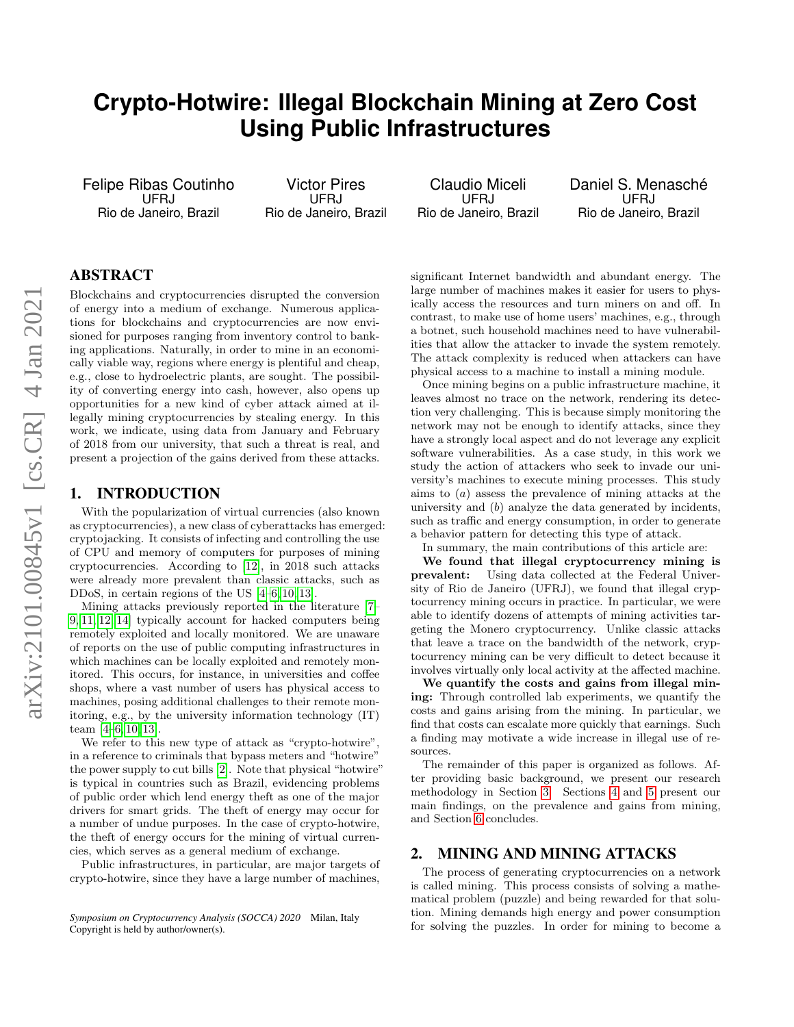# Crypto-Hotwire: Illegal Blockchain Mining at Zero Cost Using Public Infrastructures

Felipe Ribas Coutinho
UFRJ
Rio de Janeiro, Brazil

Victor Pires
UFRJ
Rio de Janeiro, Brazil

Claudio Miceli
UFRJ
Rio de Janeiro, Brazil

Daniel S. Menasché
UFRJ
Rio de Janeiro, Brazil

## ABSTRACT

Blockchains and cryptocurrencies disrupted the conversion of energy into a medium of exchange. Numerous applications for blockchains and cryptocurrencies are now envisioned for purposes ranging from inventory control to banking applications. Naturally, in order to mine in an economically viable way, regions where energy is plentiful and cheap, e.g., close to hydroelectric plants, are sought. The possibility of converting energy into cash, however, also opens up opportunities for a new kind of cyber attack aimed at illegally mining cryptocurrencies by stealing energy. In this work, we indicate, using data from January and February of 2018 from our university, that such a threat is real, and present a projection of the gains derived from these attacks.

## 1. INTRODUCTION

With the popularization of virtual currencies (also known as cryptocurrencies), a new class of cyberattacks has emerged: cryptojacking. It consists of infecting and controlling the use of CPU and memory of computers for purposes of mining cryptocurrencies. According to [12], in 2018 such attacks were already more prevalent than classic attacks, such as DDoS, in certain regions of the US [4–6, 10, 13].

Mining attacks previously reported in the literature [7–9, 11, 12, 14] typically account for hacked computers being remotely exploited and locally monitored. We are unaware of reports on the use of public computing infrastructures in which machines can be locally exploited and remotely monitored. This occurs, for instance, in universities and coffee shops, where a vast number of users has physical access to machines, posing additional challenges to their remote monitoring, e.g., by the university information technology (IT) team [4–6, 10, 13].

We refer to this new type of attack as "crypto-hotwire", in a reference to criminals that bypass meters and "hotwire" the power supply to cut bills [2]. Note that physical "hotwire" is typical in countries such as Brazil, evidencing problems of public order which lend energy theft as one of the major drivers for smart grids. The theft of energy may occur for a number of undue purposes. In the case of crypto-hotwire, the theft of energy occurs for the mining of virtual currencies, which serves as a general medium of exchange.

Public infrastructures, in particular, are major targets of crypto-hotwire, since they have a large number of machines, significant Internet bandwidth and abundant energy. The large number of machines makes it easier for users to physically access the resources and turn miners on and off. In contrast, to make use of home users' machines, e.g., through a botnet, such household machines need to have vulnerabilities that allow the attacker to invade the system remotely. The attack complexity is reduced when attackers can have physical access to a machine to install a mining module.

Once mining begins on a public infrastructure machine, it leaves almost no trace on the network, rendering its detection very challenging. This is because simply monitoring the network may not be enough to identify attacks, since they have a strongly local aspect and do not leverage any explicit software vulnerabilities. As a case study, in this work we study the action of attackers who seek to invade our university's machines to execute mining processes. This study aims to (*a*) assess the prevalence of mining attacks at the university and (*b*) analyze the data generated by incidents, such as traffic and energy consumption, in order to generate a behavior pattern for detecting this type of attack.

In summary, the main contributions of this article are:

**We found that illegal cryptocurrency mining is prevalent:** Using data collected at the Federal University of Rio de Janeiro (UFRJ), we found that illegal cryptocurrency mining occurs in practice. In particular, we were able to identify dozens of attempts of mining activities targeting the Monero cryptocurrency. Unlike classic attacks that leave a trace on the bandwidth of the network, cryptocurrency mining can be very difficult to detect because it involves virtually only local activity at the affected machine.

**We quantify the costs and gains from illegal mining:** Through controlled lab experiments, we quantify the costs and gains arising from the mining. In particular, we find that costs can escalate more quickly that earnings. Such a finding may motivate a wide increase in illegal use of resources.

The remainder of this paper is organized as follows. After providing basic background, we present our research methodology in Section 3. Sections 4 and 5 present our main findings, on the prevalence and gains from mining, and Section 6 concludes.

## 2. MINING AND MINING ATTACKS

The process of generating cryptocurrencies on a network is called mining. This process consists of solving a mathematical problem (puzzle) and being rewarded for that solution. Mining demands high energy and power consumption for solving the puzzles. In order for mining to become a

*Symposium on Cryptocurrency Analysis (SOCCA) 2020* Milan, Italy
Copyright is held by author/owner(s).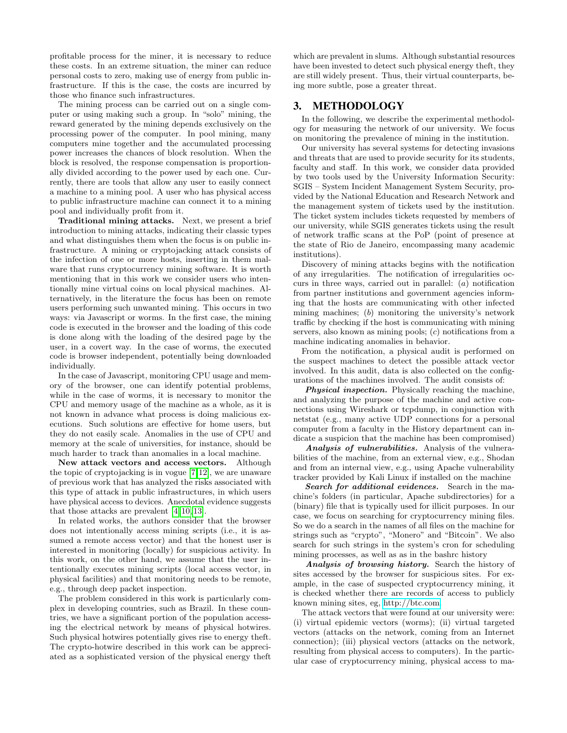profitable process for the miner, it is necessary to reduce these costs. In an extreme situation, the miner can reduce personal costs to zero, making use of energy from public infrastructure. If this is the case, the costs are incurred by those who finance such infrastructures.

The mining process can be carried out on a single computer or using making such a group. In "solo" mining, the reward generated by the mining depends exclusively on the processing power of the computer. In pool mining, many computers mine together and the accumulated processing power increases the chances of block resolution. When the block is resolved, the response compensation is proportionally divided according to the power used by each one. Currently, there are tools that allow any user to easily connect a machine to a mining pool. A user who has physical access to public infrastructure machine can connect it to a mining pool and individually profit from it.

**Traditional mining attacks.** Next, we present a brief introduction to mining attacks, indicating their classic types and what distinguishes them when the focus is on public infrastructure. A mining or cryptojacking attack consists of the infection of one or more hosts, inserting in them malware that runs cryptocurrency mining software. It is worth mentioning that in this work we consider users who intentionally mine virtual coins on local physical machines. Alternatively, in the literature the focus has been on remote users performing such unwanted mining. This occurs in two ways: via Javascript or worms. In the first case, the mining code is executed in the browser and the loading of this code is done along with the loading of the desired page by the user, in a covert way. In the case of worms, the executed code is browser independent, potentially being downloaded individually.

In the case of Javascript, monitoring CPU usage and memory of the browser, one can identify potential problems, while in the case of worms, it is necessary to monitor the CPU and memory usage of the machine as a whole, as it is not known in advance what process is doing malicious executions. Such solutions are effective for home users, but they do not easily scale. Anomalies in the use of CPU and memory at the scale of universities, for instance, should be much harder to track than anomalies in a local machine.

**New attack vectors and access vectors.** Although the topic of cryptojacking is in vogue [7, 12], we are unaware of previous work that has analyzed the risks associated with this type of attack in public infrastructures, in which users have physical access to devices. Anecdotal evidence suggests that those attacks are prevalent [4, 10, 13].

In related works, the authors consider that the browser does not intentionally access mining scripts (i.e., it is assumed a remote access vector) and that the honest user is interested in monitoring (locally) for suspicious activity. In this work, on the other hand, we assume that the user intentionally executes mining scripts (local access vector, in physical facilities) and that monitoring needs to be remote, e.g., through deep packet inspection.

The problem considered in this work is particularly complex in developing countries, such as Brazil. In these countries, we have a significant portion of the population accessing the electrical network by means of physical hotwires. Such physical hotwires potentially gives rise to energy theft. The crypto-hotwire described in this work can be appreciated as a sophisticated version of the physical energy theft which are prevalent in slums. Although substantial resources have been invested to detect such physical energy theft, they are still widely present. Thus, their virtual counterparts, being more subtle, pose a greater threat.

# 3. METHODOLOGY

In the following, we describe the experimental methodology for measuring the network of our university. We focus on monitoring the prevalence of mining in the institution.

Our university has several systems for detecting invasions and threats that are used to provide security for its students, faculty and staff. In this work, we consider data provided by two tools used by the University Information Security: SGIS – System Incident Management System Security, provided by the National Education and Research Network and the management system of tickets used by the institution. The ticket system includes tickets requested by members of our university, while SGIS generates tickets using the result of network traffic scans at the PoP (point of presence at the state of Rio de Janeiro, encompassing many academic institutions).

Discovery of mining attacks begins with the notification of any irregularities. The notification of irregularities occurs in three ways, carried out in parallel: (*a*) notification from partner institutions and government agencies informing that the hosts are communicating with other infected mining machines; (*b*) monitoring the university's network traffic by checking if the host is communicating with mining servers, also known as mining pools; (*c*) notifications from a machine indicating anomalies in behavior.

From the notification, a physical audit is performed on the suspect machines to detect the possible attack vector involved. In this audit, data is also collected on the configurations of the machines involved. The audit consists of:

***Physical inspection.*** Physically reaching the machine, and analyzing the purpose of the machine and active connections using Wireshark or tcpdump, in conjunction with netstat (e.g., many active UDP connections for a personal computer from a faculty in the History department can indicate a suspicion that the machine has been compromised)

***Analysis of vulnerabilities.*** Analysis of the vulnerabilities of the machine, from an external view, e.g., Shodan and from an internal view, e.g., using Apache vulnerability tracker provided by Kali Linux if installed on the machine

***Search for additional evidences.*** Search in the machine's folders (in particular, Apache subdirectories) for a (binary) file that is typically used for illicit purposes. In our case, we focus on searching for cryptocurrency mining files. So we do a search in the names of all files on the machine for strings such as "crypto", "Monero" and "Bitcoin". We also search for such strings in the system's cron for scheduling mining processes, as well as as in the bashrc history

***Analysis of browsing history.*** Search the history of sites accessed by the browser for suspicious sites. For example, in the case of suspected cryptocurrency mining, it is checked whether there are records of access to publicly known mining sites, eg, http://btc.com.

The attack vectors that were found at our university were: (i) virtual epidemic vectors (worms); (ii) virtual targeted vectors (attacks on the network, coming from an Internet connection); (iii) physical vectors (attacks on the network, resulting from physical access to computers). In the particular case of cryptocurrency mining, physical access to ma-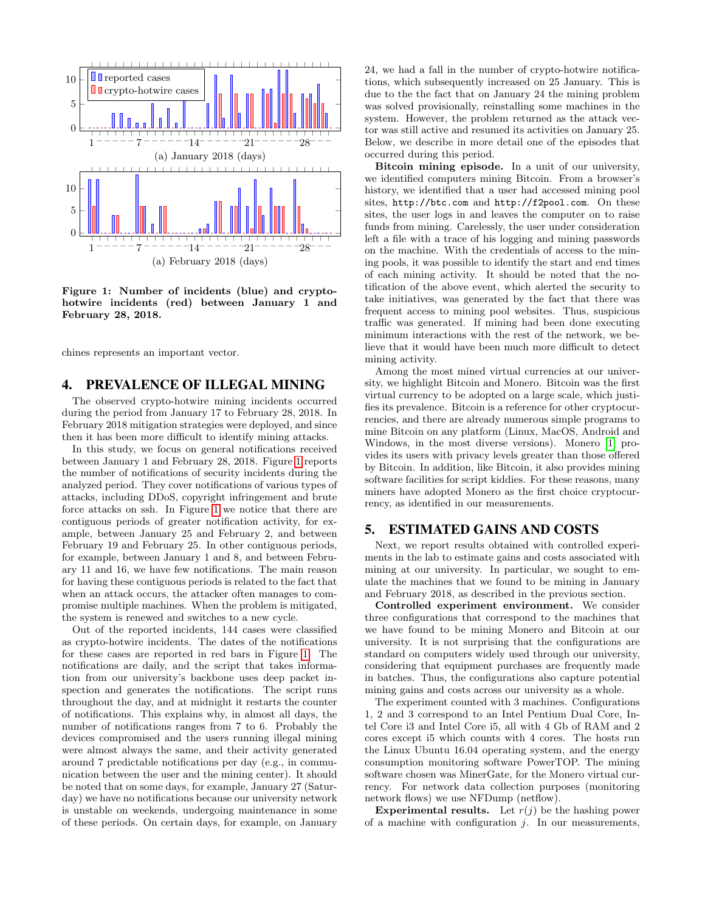(a) January 2018 (days)

(a) February 2018 (days)

**Figure 1: Number of incidents (blue) and crypto-hotwire incidents (red) between January 1 and February 28, 2018.**

chines represents an important vector.

## 4. PREVALENCE OF ILLEGAL MINING

The observed crypto-hotwire mining incidents occurred during the period from January 17 to February 28, 2018. In February 2018 mitigation strategies were deployed, and since then it has been more difficult to identify mining attacks.

In this study, we focus on general notifications received between January 1 and February 28, 2018. Figure 1 reports the number of notifications of security incidents during the analyzed period. They cover notifications of various types of attacks, including DDoS, copyright infringement and brute force attacks on ssh. In Figure 1 we notice that there are contiguous periods of greater notification activity, for example, between January 25 and February 2, and between February 19 and February 25. In other contiguous periods, for example, between January 1 and 8, and between February 11 and 16, we have few notifications. The main reason for having these contiguous periods is related to the fact that when an attack occurs, the attacker often manages to compromise multiple machines. When the problem is mitigated, the system is renewed and switches to a new cycle.

Out of the reported incidents, 144 cases were classified as crypto-hotwire incidents. The dates of the notifications for these cases are reported in red bars in Figure 1. The notifications are daily, and the script that takes information from our university's backbone uses deep packet inspection and generates the notifications. The script runs throughout the day, and at midnight it restarts the counter of notifications. This explains why, in almost all days, the number of notifications ranges from 7 to 6. Probably the devices compromised and the users running illegal mining were almost always the same, and their activity generated around 7 predictable notifications per day (e.g., in communication between the user and the mining center). It should be noted that on some days, for example, January 27 (Saturday) we have no notifications because our university network is unstable on weekends, undergoing maintenance in some of these periods. On certain days, for example, on January 24, we had a fall in the number of crypto-hotwire notifications, which subsequently increased on 25 January. This is due to the the fact that on January 24 the mining problem was solved provisionally, reinstalling some machines in the system. However, the problem returned as the attack vector was still active and resumed its activities on January 25. Below, we describe in more detail one of the episodes that occurred during this period.

**Bitcoin mining episode.** In a unit of our university, we identified computers mining Bitcoin. From a browser's history, we identified that a user had accessed mining pool sites, `http://btc.com` and `http://f2pool.com`. On these sites, the user logs in and leaves the computer on to raise funds from mining. Carelessly, the user under consideration left a file with a trace of his logging and mining passwords on the machine. With the credentials of access to the mining pools, it was possible to identify the start and end times of each mining activity. It should be noted that the notification of the above event, which alerted the security to take initiatives, was generated by the fact that there was frequent access to mining pool websites. Thus, suspicious traffic was generated. If mining had been done executing minimum interactions with the rest of the network, we believe that it would have been much more difficult to detect mining activity.

Among the most mined virtual currencies at our university, we highlight Bitcoin and Monero. Bitcoin was the first virtual currency to be adopted on a large scale, which justifies its prevalence. Bitcoin is a reference for other cryptocurrencies, and there are already numerous simple programs to mine Bitcoin on any platform (Linux, MacOS, Android and Windows, in the most diverse versions). Monero [1] provides its users with privacy levels greater than those offered by Bitcoin. In addition, like Bitcoin, it also provides mining software facilities for script kiddies. For these reasons, many miners have adopted Monero as the first choice cryptocurrency, as identified in our measurements.

## 5. ESTIMATED GAINS AND COSTS

Next, we report results obtained with controlled experiments in the lab to estimate gains and costs associated with mining at our university. In particular, we sought to emulate the machines that we found to be mining in January and February 2018, as described in the previous section.

**Controlled experiment environment.** We consider three configurations that correspond to the machines that we have found to be mining Monero and Bitcoin at our university. It is not surprising that the configurations are standard on computers widely used through our university, considering that equipment purchases are frequently made in batches. Thus, the configurations also capture potential mining gains and costs across our university as a whole.

The experiment counted with 3 machines. Configurations 1, 2 and 3 correspond to an Intel Pentium Dual Core, Intel Core i3 and Intel Core i5, all with 4 Gb of RAM and 2 cores except i5 which counts with 4 cores. The hosts run the Linux Ubuntu 16.04 operating system, and the energy consumption monitoring software PowerTOP. The mining software chosen was MinerGate, for the Monero virtual currency. For network data collection purposes (monitoring network flows) we use NFDump (netflow).

**Experimental results.** Let $r(j)$ be the hashing power of a machine with configuration $j$. In our measurements,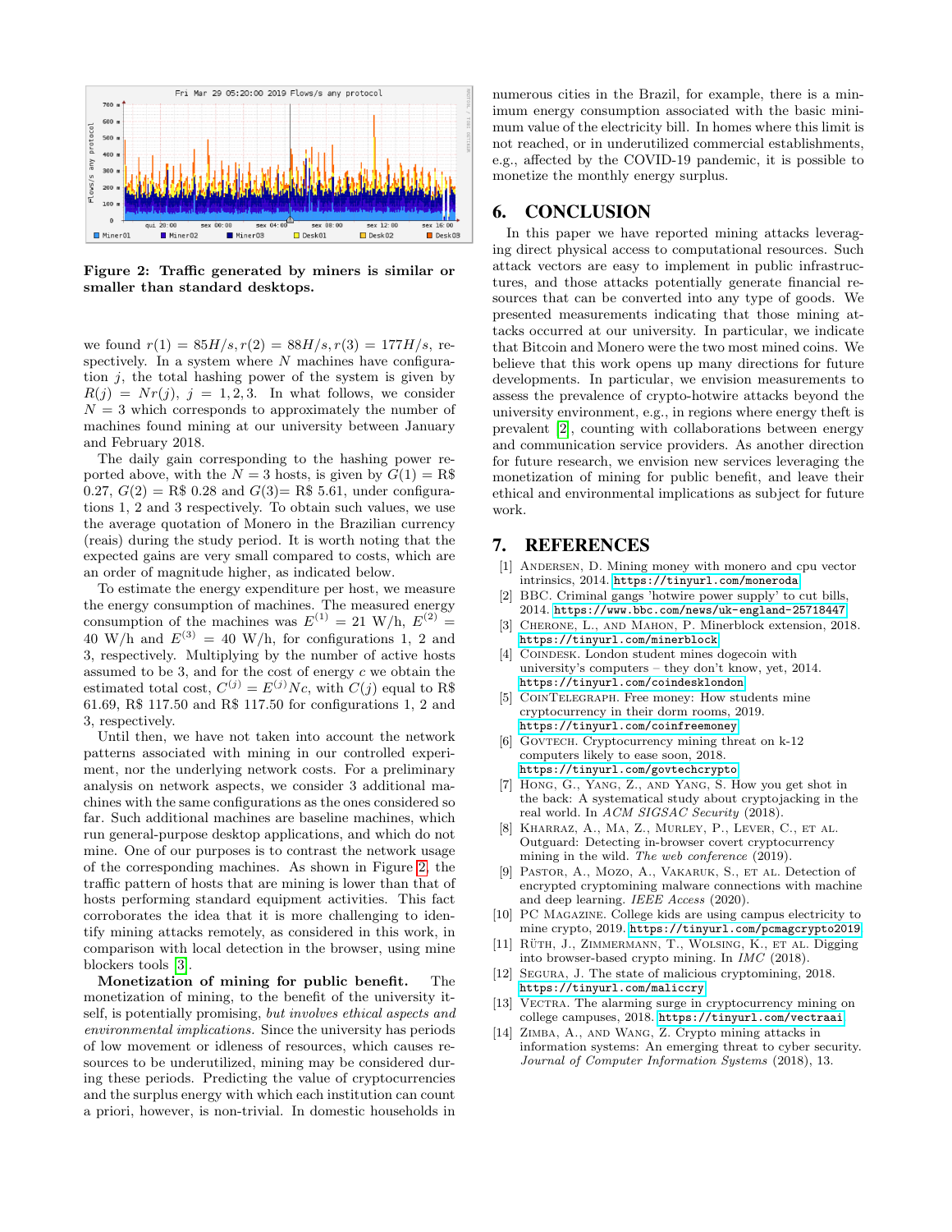Fri Mar 29 05:20:00 2019 Flows/s any protocol

Flows/s any protocol

700 m
600 m
500 m
400 m
300 m
200 m
100 m
0

qui 20:00 sex 00:00 sex 04:00 sex 08:00 sex 12:00 sex 16:00

Miner01 Miner02 Miner03 Desk01 Desk02 Desk03

**Figure 2: Traffic generated by miners is similar or smaller than standard desktops.**

we found $r(1) = 85H/s, r(2) = 88H/s, r(3) = 177H/s$, respectively. In a system where $N$ machines have configuration $j$, the total hashing power of the system is given by $R(j) = Nr(j)$, $j = 1, 2, 3$. In what follows, we consider $N = 3$ which corresponds to approximately the number of machines found mining at our university between January and February 2018.

The daily gain corresponding to the hashing power reported above, with the $N = 3$ hosts, is given by $G(1) =$ R\$ 0.27, $G(2) =$ R\$ 0.28 and $G(3)=$ R\$ 5.61, under configurations 1, 2 and 3 respectively. To obtain such values, we use the average quotation of Monero in the Brazilian currency (reais) during the study period. It is worth noting that the expected gains are very small compared to costs, which are an order of magnitude higher, as indicated below.

To estimate the energy expenditure per host, we measure the energy consumption of machines. The measured energy consumption of the machines was $E^{(1)} = 21$ W/h, $E^{(2)} = 40$ W/h and $E^{(3)} = 40$ W/h, for configurations 1, 2 and 3, respectively. Multiplying by the number of active hosts assumed to be 3, and for the cost of energy $c$ we obtain the estimated total cost, $C^{(j)} = E^{(j)}Nc$, with $C(j)$ equal to R\$ 61.69, R\$ 117.50 and R\$ 117.50 for configurations 1, 2 and 3, respectively.

Until then, we have not taken into account the network patterns associated with mining in our controlled experiment, nor the underlying network costs. For a preliminary analysis on network aspects, we consider 3 additional machines with the same configurations as the ones considered so far. Such additional machines are baseline machines, which run general-purpose desktop applications, and which do not mine. One of our purposes is to contrast the network usage of the corresponding machines. As shown in Figure 2, the traffic pattern of hosts that are mining is lower than that of hosts performing standard equipment activities. This fact corroborates the idea that it is more challenging to identify mining attacks remotely, as considered in this work, in comparison with local detection in the browser, using mine blockers tools [3].

**Monetization of mining for public benefit.** The monetization of mining, to the benefit of the university itself, is potentially promising, *but involves ethical aspects and environmental implications*. Since the university has periods of low movement or idleness of resources, which causes resources to be underutilized, mining may be considered during these periods. Predicting the value of cryptocurrencies and the surplus energy with which each institution can count a priori, however, is non-trivial. In domestic households in numerous cities in the Brazil, for example, there is a minimum energy consumption associated with the basic minimum value of the electricity bill. In homes where this limit is not reached, or in underutilized commercial establishments, e.g., affected by the COVID-19 pandemic, it is possible to monetize the monthly energy surplus.

# 6. CONCLUSION

In this paper we have reported mining attacks leveraging direct physical access to computational resources. Such attack vectors are easy to implement in public infrastructures, and those attacks potentially generate financial resources that can be converted into any type of goods. We presented measurements indicating that those mining attacks occurred at our university. In particular, we indicate that Bitcoin and Monero were the two most mined coins. We believe that this work opens up many directions for future developments. In particular, we envision measurements to assess the prevalence of crypto-hotwire attacks beyond the university environment, e.g., in regions where energy theft is prevalent [2], counting with collaborations between energy and communication service providers. As another direction for future research, we envision new services leveraging the monetization of mining for public benefit, and leave their ethical and environmental implications as subject for future work.

# 7. REFERENCES

[1] Andersen, D. Mining money with monero and cpu vector intrinsics, 2014. https://tinyurl.com/moneroda

[2] BBC. Criminal gangs 'hotwire power supply' to cut bills, 2014. https://www.bbc.com/news/uk-england-25718447

[3] Cherone, L., and Mahon, P. Minerblock extension, 2018. https://tinyurl.com/minerblock

[4] Coindesk. London student mines dogecoin with university's computers – they don't know, yet, 2014. https://tinyurl.com/coindesklondon

[5] CoinTelegraph. Free money: How students mine cryptocurrency in their dorm rooms, 2019. https://tinyurl.com/coinfreemoney

[6] GovTech. Cryptocurrency mining threat on k-12 computers likely to ease soon, 2018. https://tinyurl.com/govtechcrypto

[7] Hong, G., Yang, Z., and Yang, S. How you get shot in the back: A systematical study about cryptojacking in the real world. In *ACM SIGSAC Security* (2018).

[8] Kharraz, A., Ma, Z., Murley, P., Lever, C., et al. Outguard: Detecting in-browser covert cryptocurrency mining in the wild. *The web conference* (2019).

[9] Pastor, A., Mozo, A., Vakaruk, S., et al. Detection of encrypted cryptomining malware connections with machine and deep learning. *IEEE Access* (2020).

[10] PC Magazine. College kids are using campus electricity to mine crypto, 2019. https://tinyurl.com/pcmagcrypto2019

[11] Rüth, J., Zimmermann, T., Wolsing, K., et al. Digging into browser-based crypto mining. In *IMC* (2018).

[12] Segura, J. The state of malicious cryptomining, 2018. https://tinyurl.com/maliccry

[13] Vectra. The alarming surge in cryptocurrency mining on college campuses, 2018. https://tinyurl.com/vectraai

[14] Zimba, A., and Wang, Z. Crypto mining attacks in information systems: An emerging threat to cyber security. *Journal of Computer Information Systems* (2018), 13.